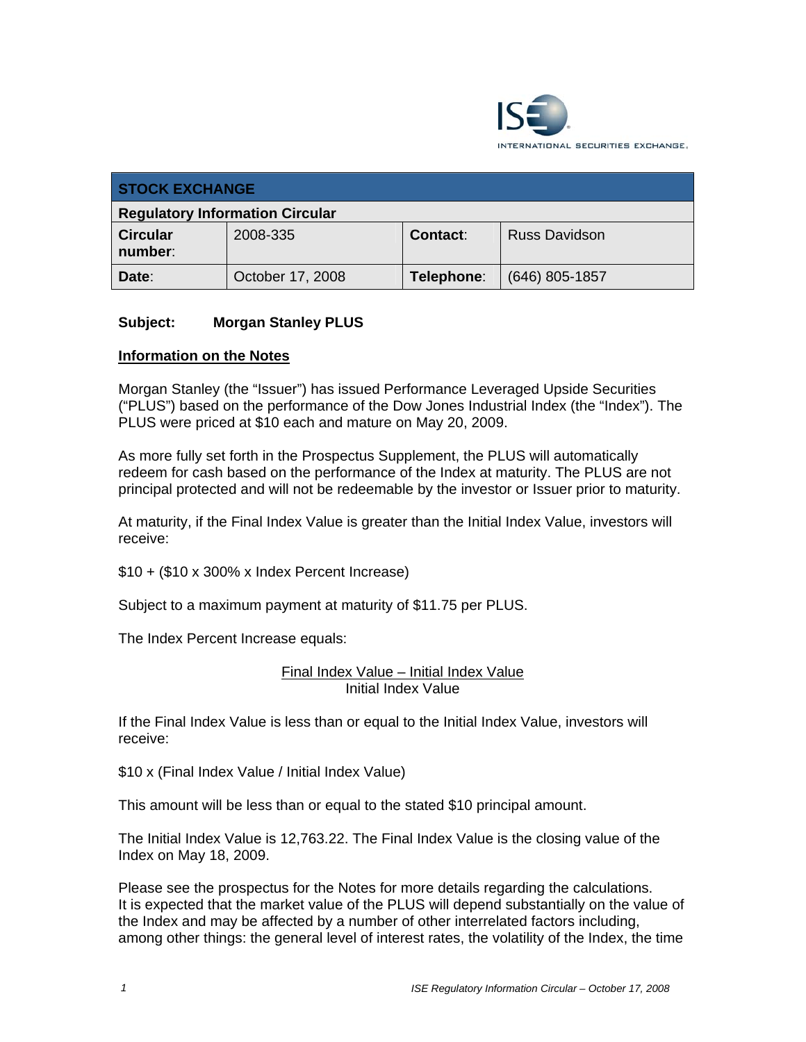| STOCK EXCHANGE | | | |
|---|---|---|---|
| **Regulatory Information Circular** | | | |
| **Circular number**: | 2008-335 | **Contact**: | Russ Davidson |
| **Date**: | October 17, 2008 | **Telephone**: | (646) 805-1857 |

**Subject: Morgan Stanley PLUS**

**Information on the Notes**

Morgan Stanley (the "Issuer") has issued Performance Leveraged Upside Securities ("PLUS") based on the performance of the Dow Jones Industrial Index (the "Index"). The PLUS were priced at $10 each and mature on May 20, 2009.

As more fully set forth in the Prospectus Supplement, the PLUS will automatically redeem for cash based on the performance of the Index at maturity. The PLUS are not principal protected and will not be redeemable by the investor or Issuer prior to maturity.

At maturity, if the Final Index Value is greater than the Initial Index Value, investors will receive:

$10 + ($10 x 300% x Index Percent Increase)

Subject to a maximum payment at maturity of $11.75 per PLUS.

The Index Percent Increase equals:

$$\frac{\text{Final Index Value} - \text{Initial Index Value}}{\text{Initial Index Value}}$$

If the Final Index Value is less than or equal to the Initial Index Value, investors will receive:

$10 x (Final Index Value / Initial Index Value)

This amount will be less than or equal to the stated $10 principal amount.

The Initial Index Value is 12,763.22. The Final Index Value is the closing value of the Index on May 18, 2009.

Please see the prospectus for the Notes for more details regarding the calculations. It is expected that the market value of the PLUS will depend substantially on the value of the Index and may be affected by a number of other interrelated factors including, among other things: the general level of interest rates, the volatility of the Index, the time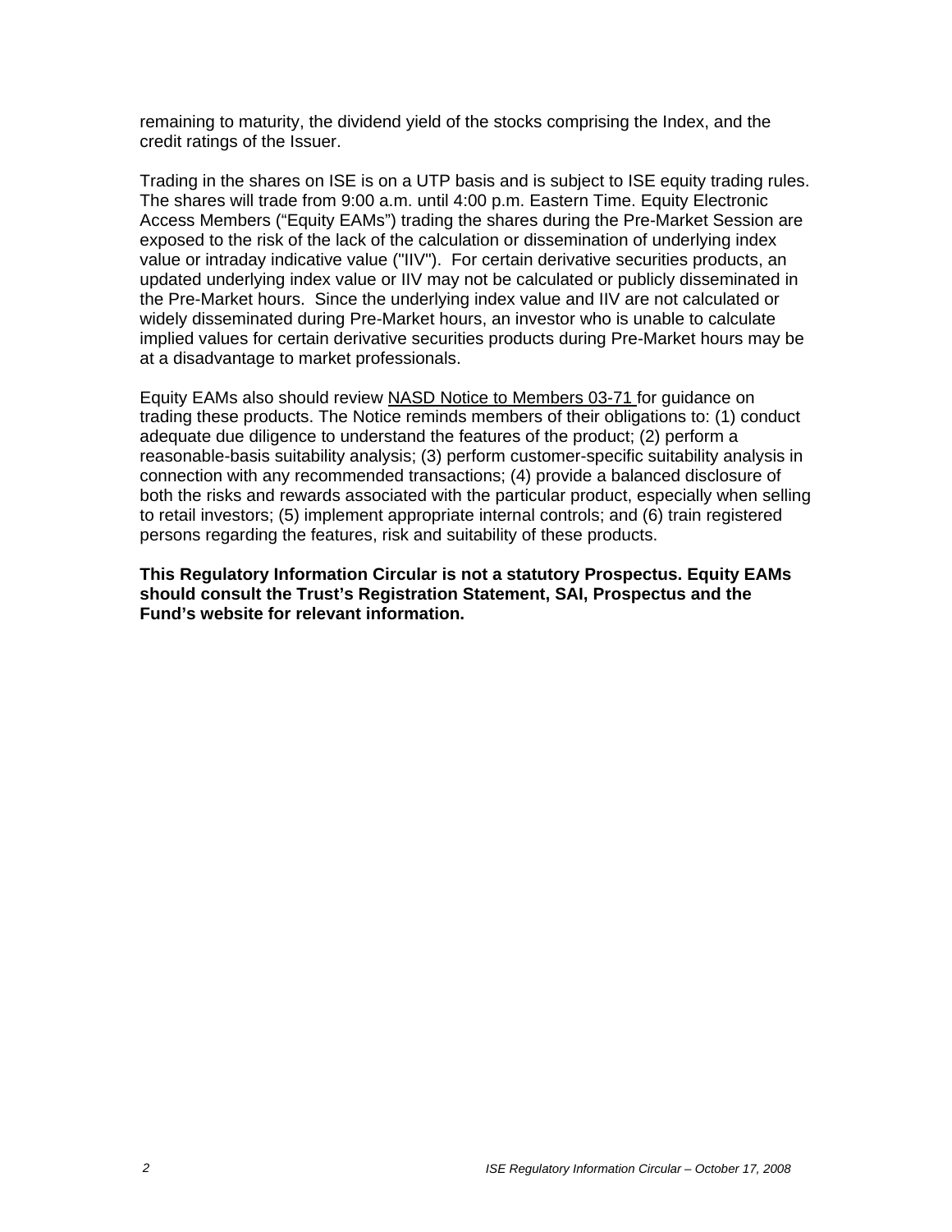remaining to maturity, the dividend yield of the stocks comprising the Index, and the credit ratings of the Issuer.

Trading in the shares on ISE is on a UTP basis and is subject to ISE equity trading rules. The shares will trade from 9:00 a.m. until 4:00 p.m. Eastern Time. Equity Electronic Access Members ("Equity EAMs") trading the shares during the Pre-Market Session are exposed to the risk of the lack of the calculation or dissemination of underlying index value or intraday indicative value ("IIV"). For certain derivative securities products, an updated underlying index value or IIV may not be calculated or publicly disseminated in the Pre-Market hours. Since the underlying index value and IIV are not calculated or widely disseminated during Pre-Market hours, an investor who is unable to calculate implied values for certain derivative securities products during Pre-Market hours may be at a disadvantage to market professionals.

Equity EAMs also should review NASD Notice to Members 03-71 for guidance on trading these products. The Notice reminds members of their obligations to: (1) conduct adequate due diligence to understand the features of the product; (2) perform a reasonable-basis suitability analysis; (3) perform customer-specific suitability analysis in connection with any recommended transactions; (4) provide a balanced disclosure of both the risks and rewards associated with the particular product, especially when selling to retail investors; (5) implement appropriate internal controls; and (6) train registered persons regarding the features, risk and suitability of these products.

**This Regulatory Information Circular is not a statutory Prospectus. Equity EAMs should consult the Trust's Registration Statement, SAI, Prospectus and the Fund's website for relevant information.**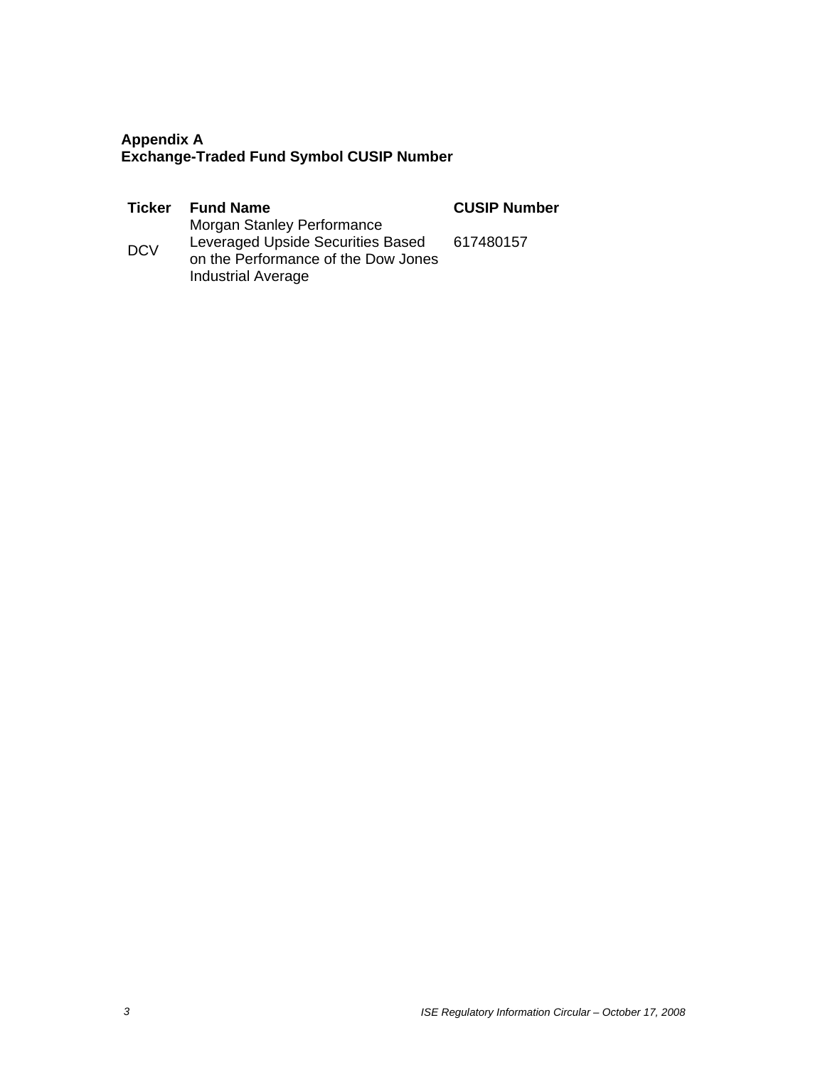**Appendix A**
**Exchange-Traded Fund Symbol CUSIP Number**

| Ticker | Fund Name | CUSIP Number |
|---|---|---|
| DCV | Morgan Stanley Performance Leveraged Upside Securities Based on the Performance of the Dow Jones Industrial Average | 617480157 |